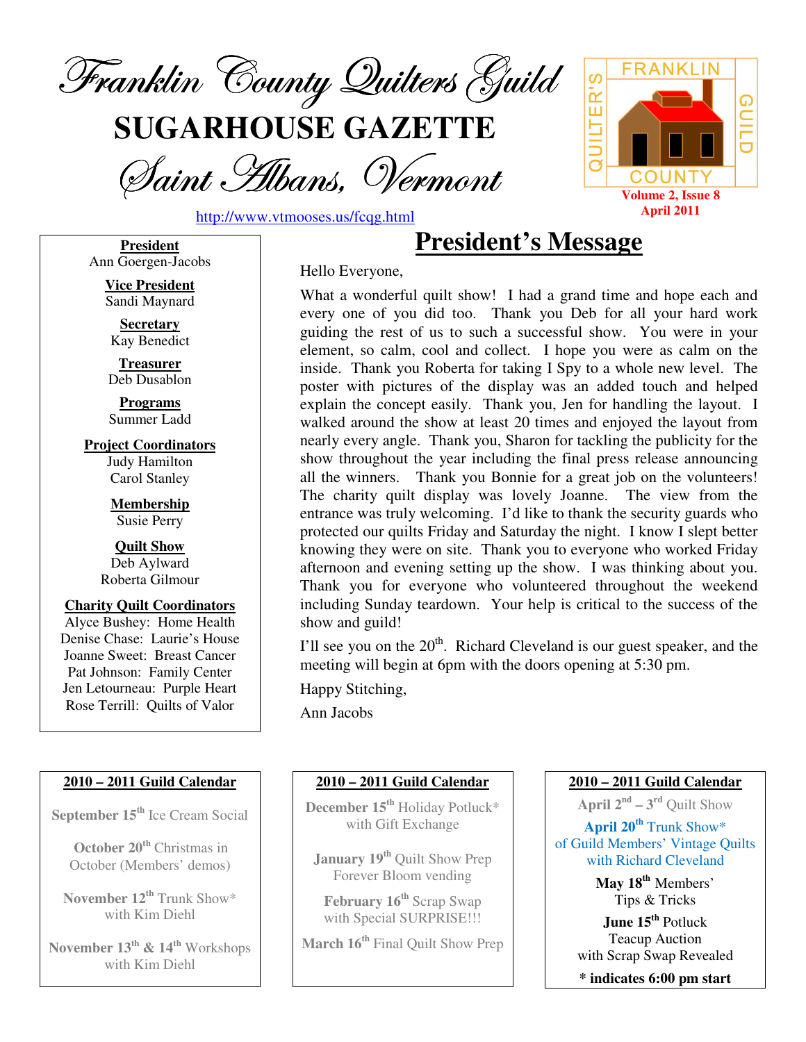# Franklin County Quilters Guild

# SUGARHOUSE GAZETTE

## Saint Albans, Vermont

http://www.vtmooses.us/fcqg.html

FRANKLIN COUNTY QUILTER'S GUILD

**Volume 2, Issue 8**
**April 2011**

**President**
Ann Goergen-Jacobs

**Vice President**
Sandi Maynard

**Secretary**
Kay Benedict

**Treasurer**
Deb Dusablon

**Programs**
Summer Ladd

**Project Coordinators**
Judy Hamilton
Carol Stanley

**Membership**
Susie Perry

**Quilt Show**
Deb Aylward
Roberta Gilmour

**Charity Quilt Coordinators**
Alyce Bushey: Home Health
Denise Chase: Laurie's House
Joanne Sweet: Breast Cancer
Pat Johnson: Family Center
Jen Letourneau: Purple Heart
Rose Terrill: Quilts of Valor

## President's Message

Hello Everyone,

What a wonderful quilt show! I had a grand time and hope each and every one of you did too. Thank you Deb for all your hard work guiding the rest of us to such a successful show. You were in your element, so calm, cool and collect. I hope you were as calm on the inside. Thank you Roberta for taking I Spy to a whole new level. The poster with pictures of the display was an added touch and helped explain the concept easily. Thank you, Jen for handling the layout. I walked around the show at least 20 times and enjoyed the layout from nearly every angle. Thank you, Sharon for tackling the publicity for the show throughout the year including the final press release announcing all the winners. Thank you Bonnie for a great job on the volunteers! The charity quilt display was lovely Joanne. The view from the entrance was truly welcoming. I'd like to thank the security guards who protected our quilts Friday and Saturday the night. I know I slept better knowing they were on site. Thank you to everyone who worked Friday afternoon and evening setting up the show. I was thinking about you. Thank you for everyone who volunteered throughout the weekend including Sunday teardown. Your help is critical to the success of the show and guild!

I'll see you on the 20th. Richard Cleveland is our guest speaker, and the meeting will begin at 6pm with the doors opening at 5:30 pm.

Happy Stitching,

Ann Jacobs

**2010 – 2011 Guild Calendar**

**September 15th** Ice Cream Social

**October 20th** Christmas in October (Members' demos)

**November 12th** Trunk Show* with Kim Diehl

**November 13th & 14th** Workshops with Kim Diehl

**December 15th** Holiday Potluck* with Gift Exchange

**January 19th** Quilt Show Prep Forever Bloom vending

**February 16th** Scrap Swap with Special SURPRISE!!!

**March 16th** Final Quilt Show Prep

**April 2nd – 3rd** Quilt Show

**April 20th** Trunk Show* of Guild Members' Vintage Quilts with Richard Cleveland

**May 18th** Members' Tips & Tricks

**June 15th** Potluck Teacup Auction with Scrap Swap Revealed

**\* indicates 6:00 pm start**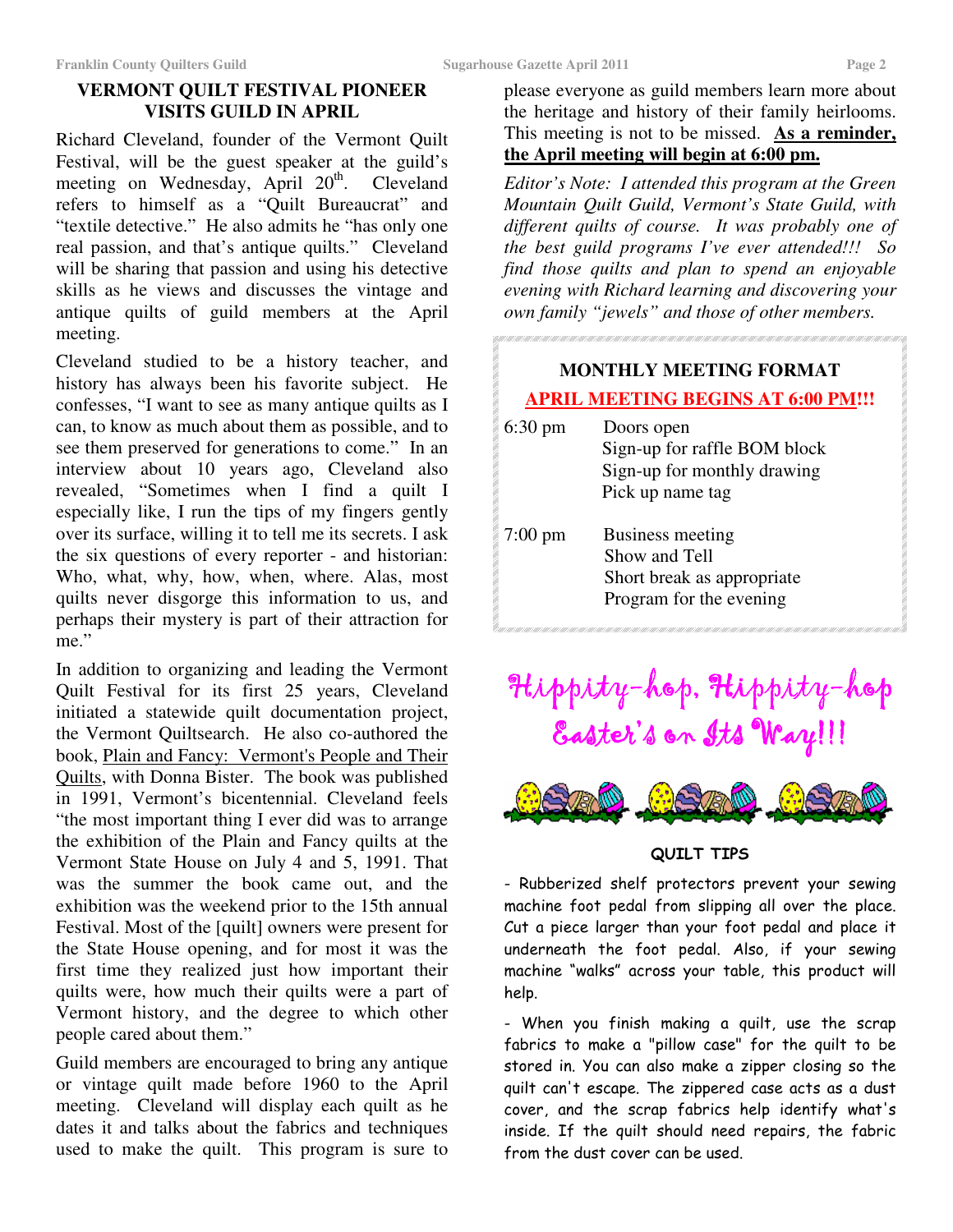## VERMONT QUILT FESTIVAL PIONEER VISITS GUILD IN APRIL

Richard Cleveland, founder of the Vermont Quilt Festival, will be the guest speaker at the guild's meeting on Wednesday, April 20th. Cleveland refers to himself as a "Quilt Bureaucrat" and "textile detective." He also admits he "has only one real passion, and that's antique quilts." Cleveland will be sharing that passion and using his detective skills as he views and discusses the vintage and antique quilts of guild members at the April meeting.

Cleveland studied to be a history teacher, and history has always been his favorite subject. He confesses, "I want to see as many antique quilts as I can, to know as much about them as possible, and to see them preserved for generations to come." In an interview about 10 years ago, Cleveland also revealed, "Sometimes when I find a quilt I especially like, I run the tips of my fingers gently over its surface, willing it to tell me its secrets. I ask the six questions of every reporter - and historian: Who, what, why, how, when, where. Alas, most quilts never disgorge this information to us, and perhaps their mystery is part of their attraction for me."

In addition to organizing and leading the Vermont Quilt Festival for its first 25 years, Cleveland initiated a statewide quilt documentation project, the Vermont Quiltsearch. He also co-authored the book, Plain and Fancy: Vermont's People and Their Quilts, with Donna Bister. The book was published in 1991, Vermont's bicentennial. Cleveland feels "the most important thing I ever did was to arrange the exhibition of the Plain and Fancy quilts at the Vermont State House on July 4 and 5, 1991. That was the summer the book came out, and the exhibition was the weekend prior to the 15th annual Festival. Most of the [quilt] owners were present for the State House opening, and for most it was the first time they realized just how important their quilts were, how much their quilts were a part of Vermont history, and the degree to which other people cared about them."

Guild members are encouraged to bring any antique or vintage quilt made before 1960 to the April meeting. Cleveland will display each quilt as he dates it and talks about the fabrics and techniques used to make the quilt. This program is sure to please everyone as guild members learn more about the heritage and history of their family heirlooms. This meeting is not to be missed. **As a reminder, the April meeting will begin at 6:00 pm.**

*Editor's Note: I attended this program at the Green Mountain Quilt Guild, Vermont's State Guild, with different quilts of course. It was probably one of the best guild programs I've ever attended!!! So find those quilts and plan to spend an enjoyable evening with Richard learning and discovering your own family "jewels" and those of other members.*

### MONTHLY MEETING FORMAT

**APRIL MEETING BEGINS AT 6:00 PM!!!**

6:30 pm
- Doors open
- Sign-up for raffle BOM block
- Sign-up for monthly drawing
- Pick up name tag

7:00 pm
- Business meeting
- Show and Tell
- Short break as appropriate
- Program for the evening

Hippity-hop, Hippity-hop Easter's on Its Way!!!

### QUILT TIPS

- Rubberized shelf protectors prevent your sewing machine foot pedal from slipping all over the place. Cut a piece larger than your foot pedal and place it underneath the foot pedal. Also, if your sewing machine "walks" across your table, this product will help.

- When you finish making a quilt, use the scrap fabrics to make a "pillow case" for the quilt to be stored in. You can also make a zipper closing so the quilt can't escape. The zippered case acts as a dust cover, and the scrap fabrics help identify what's inside. If the quilt should need repairs, the fabric from the dust cover can be used.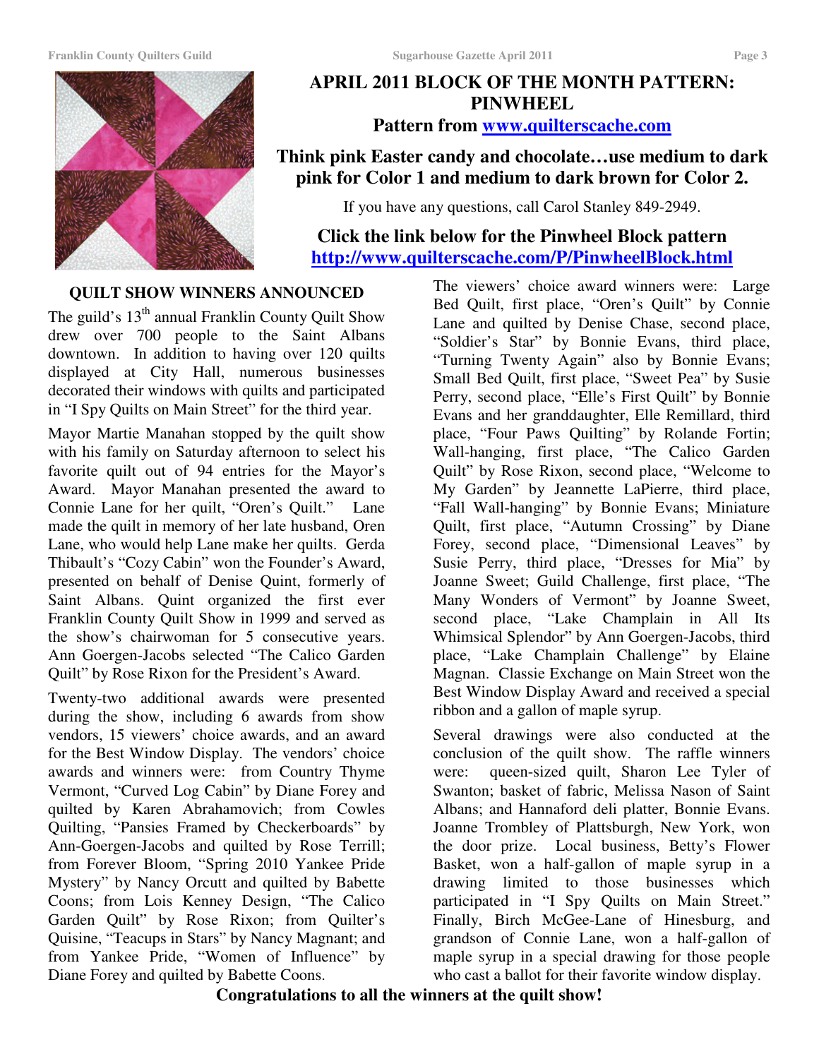## APRIL 2011 BLOCK OF THE MONTH PATTERN: PINWHEEL

**Pattern from [www.quilterscache.com](http://www.quilterscache.com)**

**Think pink Easter candy and chocolate…use medium to dark pink for Color 1 and medium to dark brown for Color 2.**

If you have any questions, call Carol Stanley 849-2949.

**Click the link below for the Pinwheel Block pattern**
**[http://www.quilterscache.com/P/PinwheelBlock.html](http://www.quilterscache.com/P/PinwheelBlock.html)**

### QUILT SHOW WINNERS ANNOUNCED

The guild's 13th annual Franklin County Quilt Show drew over 700 people to the Saint Albans downtown. In addition to having over 120 quilts displayed at City Hall, numerous businesses decorated their windows with quilts and participated in "I Spy Quilts on Main Street" for the third year.

Mayor Martie Manahan stopped by the quilt show with his family on Saturday afternoon to select his favorite quilt out of 94 entries for the Mayor's Award. Mayor Manahan presented the award to Connie Lane for her quilt, "Oren's Quilt." Lane made the quilt in memory of her late husband, Oren Lane, who would help Lane make her quilts. Gerda Thibault's "Cozy Cabin" won the Founder's Award, presented on behalf of Denise Quint, formerly of Saint Albans. Quint organized the first ever Franklin County Quilt Show in 1999 and served as the show's chairwoman for 5 consecutive years. Ann Goergen-Jacobs selected "The Calico Garden Quilt" by Rose Rixon for the President's Award.

Twenty-two additional awards were presented during the show, including 6 awards from show vendors, 15 viewers' choice awards, and an award for the Best Window Display. The vendors' choice awards and winners were: from Country Thyme Vermont, "Curved Log Cabin" by Diane Forey and quilted by Karen Abrahamovich; from Cowles Quilting, "Pansies Framed by Checkerboards" by Ann-Goergen-Jacobs and quilted by Rose Terrill; from Forever Bloom, "Spring 2010 Yankee Pride Mystery" by Nancy Orcutt and quilted by Babette Coons; from Lois Kenney Design, "The Calico Garden Quilt" by Rose Rixon; from Quilter's Quisine, "Teacups in Stars" by Nancy Magnant; and from Yankee Pride, "Women of Influence" by Diane Forey and quilted by Babette Coons.

The viewers' choice award winners were: Large Bed Quilt, first place, "Oren's Quilt" by Connie Lane and quilted by Denise Chase, second place, "Soldier's Star" by Bonnie Evans, third place, "Turning Twenty Again" also by Bonnie Evans; Small Bed Quilt, first place, "Sweet Pea" by Susie Perry, second place, "Elle's First Quilt" by Bonnie Evans and her granddaughter, Elle Remillard, third place, "Four Paws Quilting" by Rolande Fortin; Wall-hanging, first place, "The Calico Garden Quilt" by Rose Rixon, second place, "Welcome to My Garden" by Jeannette LaPierre, third place, "Fall Wall-hanging" by Bonnie Evans; Miniature Quilt, first place, "Autumn Crossing" by Diane Forey, second place, "Dimensional Leaves" by Susie Perry, third place, "Dresses for Mia" by Joanne Sweet; Guild Challenge, first place, "The Many Wonders of Vermont" by Joanne Sweet, second place, "Lake Champlain in All Its Whimsical Splendor" by Ann Goergen-Jacobs, third place, "Lake Champlain Challenge" by Elaine Magnan. Classie Exchange on Main Street won the Best Window Display Award and received a special ribbon and a gallon of maple syrup.

Several drawings were also conducted at the conclusion of the quilt show. The raffle winners were: queen-sized quilt, Sharon Lee Tyler of Swanton; basket of fabric, Melissa Nason of Saint Albans; and Hannaford deli platter, Bonnie Evans. Joanne Trombley of Plattsburgh, New York, won the door prize. Local business, Betty's Flower Basket, won a half-gallon of maple syrup in a drawing limited to those businesses which participated in "I Spy Quilts on Main Street." Finally, Birch McGee-Lane of Hinesburg, and grandson of Connie Lane, won a half-gallon of maple syrup in a special drawing for those people who cast a ballot for their favorite window display.

**Congratulations to all the winners at the quilt show!**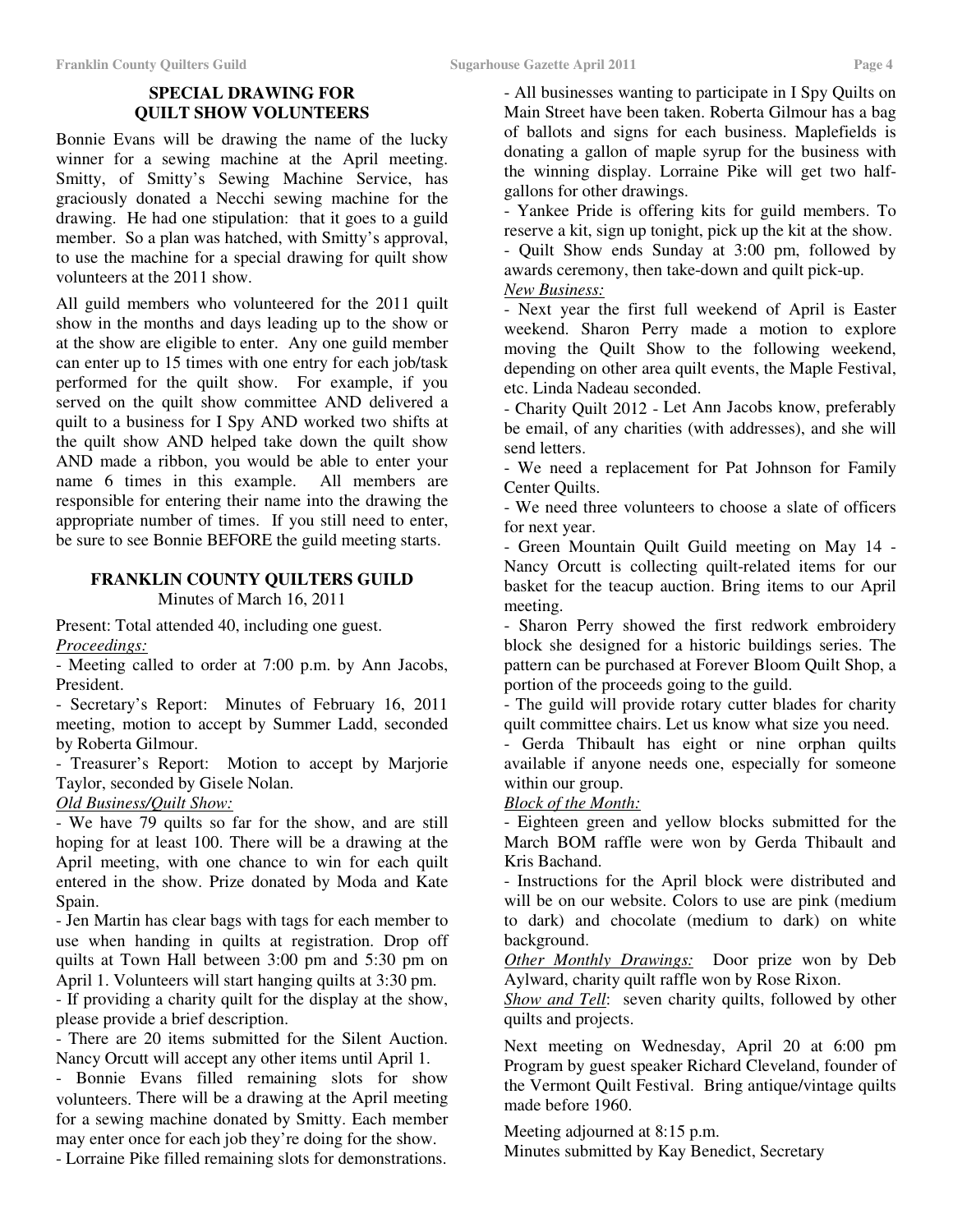## SPECIAL DRAWING FOR QUILT SHOW VOLUNTEERS

Bonnie Evans will be drawing the name of the lucky winner for a sewing machine at the April meeting. Smitty, of Smitty's Sewing Machine Service, has graciously donated a Necchi sewing machine for the drawing. He had one stipulation: that it goes to a guild member. So a plan was hatched, with Smitty's approval, to use the machine for a special drawing for quilt show volunteers at the 2011 show.

All guild members who volunteered for the 2011 quilt show in the months and days leading up to the show or at the show are eligible to enter. Any one guild member can enter up to 15 times with one entry for each job/task performed for the quilt show. For example, if you served on the quilt show committee AND delivered a quilt to a business for I Spy AND worked two shifts at the quilt show AND helped take down the quilt show AND made a ribbon, you would be able to enter your name 6 times in this example. All members are responsible for entering their name into the drawing the appropriate number of times. If you still need to enter, be sure to see Bonnie BEFORE the guild meeting starts.

## FRANKLIN COUNTY QUILTERS GUILD

Minutes of March 16, 2011

Present: Total attended 40, including one guest.

*Proceedings:*

- Meeting called to order at 7:00 p.m. by Ann Jacobs, President.
- Secretary's Report: Minutes of February 16, 2011 meeting, motion to accept by Summer Ladd, seconded by Roberta Gilmour.
- Treasurer's Report: Motion to accept by Marjorie Taylor, seconded by Gisele Nolan.

*Old Business/Quilt Show:*

- We have 79 quilts so far for the show, and are still hoping for at least 100. There will be a drawing at the April meeting, with one chance to win for each quilt entered in the show. Prize donated by Moda and Kate Spain.
- Jen Martin has clear bags with tags for each member to use when handing in quilts at registration. Drop off quilts at Town Hall between 3:00 pm and 5:30 pm on April 1. Volunteers will start hanging quilts at 3:30 pm.
- If providing a charity quilt for the display at the show, please provide a brief description.
- There are 20 items submitted for the Silent Auction. Nancy Orcutt will accept any other items until April 1.
- Bonnie Evans filled remaining slots for show volunteers. There will be a drawing at the April meeting for a sewing machine donated by Smitty. Each member may enter once for each job they're doing for the show.
- Lorraine Pike filled remaining slots for demonstrations.
- All businesses wanting to participate in I Spy Quilts on Main Street have been taken. Roberta Gilmour has a bag of ballots and signs for each business. Maplefields is donating a gallon of maple syrup for the business with the winning display. Lorraine Pike will get two half-gallons for other drawings.
- Yankee Pride is offering kits for guild members. To reserve a kit, sign up tonight, pick up the kit at the show.
- Quilt Show ends Sunday at 3:00 pm, followed by awards ceremony, then take-down and quilt pick-up.

*New Business:*

- Next year the first full weekend of April is Easter weekend. Sharon Perry made a motion to explore moving the Quilt Show to the following weekend, depending on other area quilt events, the Maple Festival, etc. Linda Nadeau seconded.
- Charity Quilt 2012 - Let Ann Jacobs know, preferably be email, of any charities (with addresses), and she will send letters.
- We need a replacement for Pat Johnson for Family Center Quilts.
- We need three volunteers to choose a slate of officers for next year.
- Green Mountain Quilt Guild meeting on May 14 - Nancy Orcutt is collecting quilt-related items for our basket for the teacup auction. Bring items to our April meeting.
- Sharon Perry showed the first redwork embroidery block she designed for a historic buildings series. The pattern can be purchased at Forever Bloom Quilt Shop, a portion of the proceeds going to the guild.
- The guild will provide rotary cutter blades for charity quilt committee chairs. Let us know what size you need.
- Gerda Thibault has eight or nine orphan quilts available if anyone needs one, especially for someone within our group.

*Block of the Month:*

- Eighteen green and yellow blocks submitted for the March BOM raffle were won by Gerda Thibault and Kris Bachand.
- Instructions for the April block were distributed and will be on our website. Colors to use are pink (medium to dark) and chocolate (medium to dark) on white background.

*Other Monthly Drawings:* Door prize won by Deb Aylward, charity quilt raffle won by Rose Rixon.

*Show and Tell*: seven charity quilts, followed by other quilts and projects.

Next meeting on Wednesday, April 20 at 6:00 pm Program by guest speaker Richard Cleveland, founder of the Vermont Quilt Festival. Bring antique/vintage quilts made before 1960.

Meeting adjourned at 8:15 p.m.
Minutes submitted by Kay Benedict, Secretary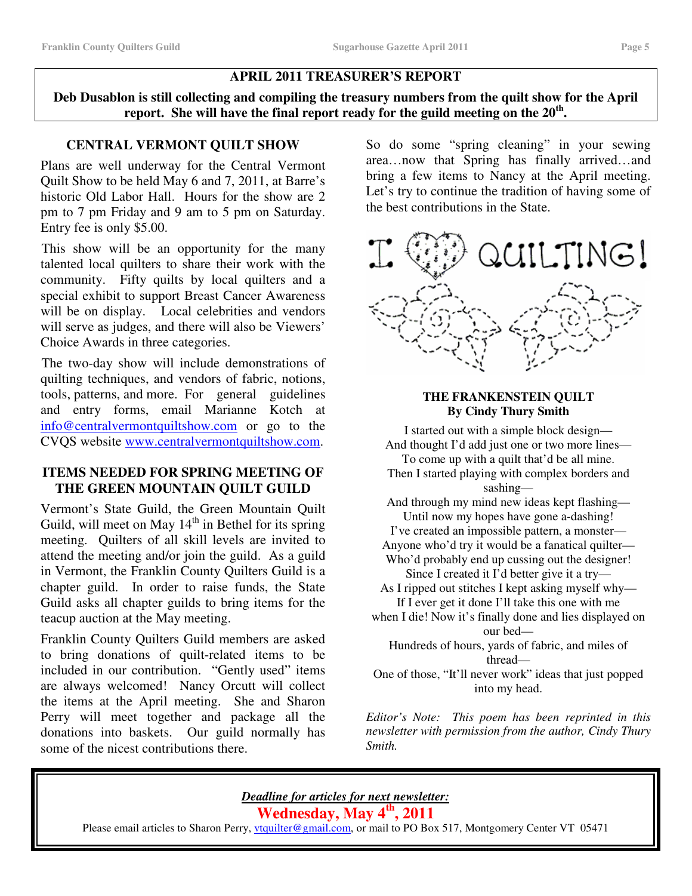## APRIL 2011 TREASURER'S REPORT

**Deb Dusablon is still collecting and compiling the treasury numbers from the quilt show for the April report. She will have the final report ready for the guild meeting on the 20th.**

### CENTRAL VERMONT QUILT SHOW

Plans are well underway for the Central Vermont Quilt Show to be held May 6 and 7, 2011, at Barre's historic Old Labor Hall. Hours for the show are 2 pm to 7 pm Friday and 9 am to 5 pm on Saturday. Entry fee is only $5.00.

This show will be an opportunity for the many talented local quilters to share their work with the community. Fifty quilts by local quilters and a special exhibit to support Breast Cancer Awareness will be on display. Local celebrities and vendors will serve as judges, and there will also be Viewers' Choice Awards in three categories.

The two-day show will include demonstrations of quilting techniques, and vendors of fabric, notions, tools, patterns, and more. For general guidelines and entry forms, email Marianne Kotch at info@centralvermontquiltshow.com or go to the CVQS website www.centralvermontquiltshow.com.

### ITEMS NEEDED FOR SPRING MEETING OF THE GREEN MOUNTAIN QUILT GUILD

Vermont's State Guild, the Green Mountain Quilt Guild, will meet on May 14th in Bethel for its spring meeting. Quilters of all skill levels are invited to attend the meeting and/or join the guild. As a guild in Vermont, the Franklin County Quilters Guild is a chapter guild. In order to raise funds, the State Guild asks all chapter guilds to bring items for the teacup auction at the May meeting.

Franklin County Quilters Guild members are asked to bring donations of quilt-related items to be included in our contribution. "Gently used" items are always welcomed! Nancy Orcutt will collect the items at the April meeting. She and Sharon Perry will meet together and package all the donations into baskets. Our guild normally has some of the nicest contributions there.

So do some "spring cleaning" in your sewing area…now that Spring has finally arrived…and bring a few items to Nancy at the April meeting. Let's try to continue the tradition of having some of the best contributions in the State.

I ♥ QUILTING!

### THE FRANKENSTEIN QUILT
**By Cindy Thury Smith**

I started out with a simple block design—
And thought I'd add just one or two more lines—
To come up with a quilt that'd be all mine.
Then I started playing with complex borders and sashing—
And through my mind new ideas kept flashing—
Until now my hopes have gone a-dashing!
I've created an impossible pattern, a monster—
Anyone who'd try it would be a fanatical quilter—
Who'd probably end up cussing out the designer!
Since I created it I'd better give it a try—
As I ripped out stitches I kept asking myself why—
If I ever get it done I'll take this one with me when I die! Now it's finally done and lies displayed on our bed—
Hundreds of hours, yards of fabric, and miles of thread—
One of those, "It'll never work" ideas that just popped into my head.

*Editor's Note: This poem has been reprinted in this newsletter with permission from the author, Cindy Thury Smith.*

***Deadline for articles for next newsletter:***

**Wednesday, May 4th, 2011**

Please email articles to Sharon Perry, vtquilter@gmail.com, or mail to PO Box 517, Montgomery Center VT 05471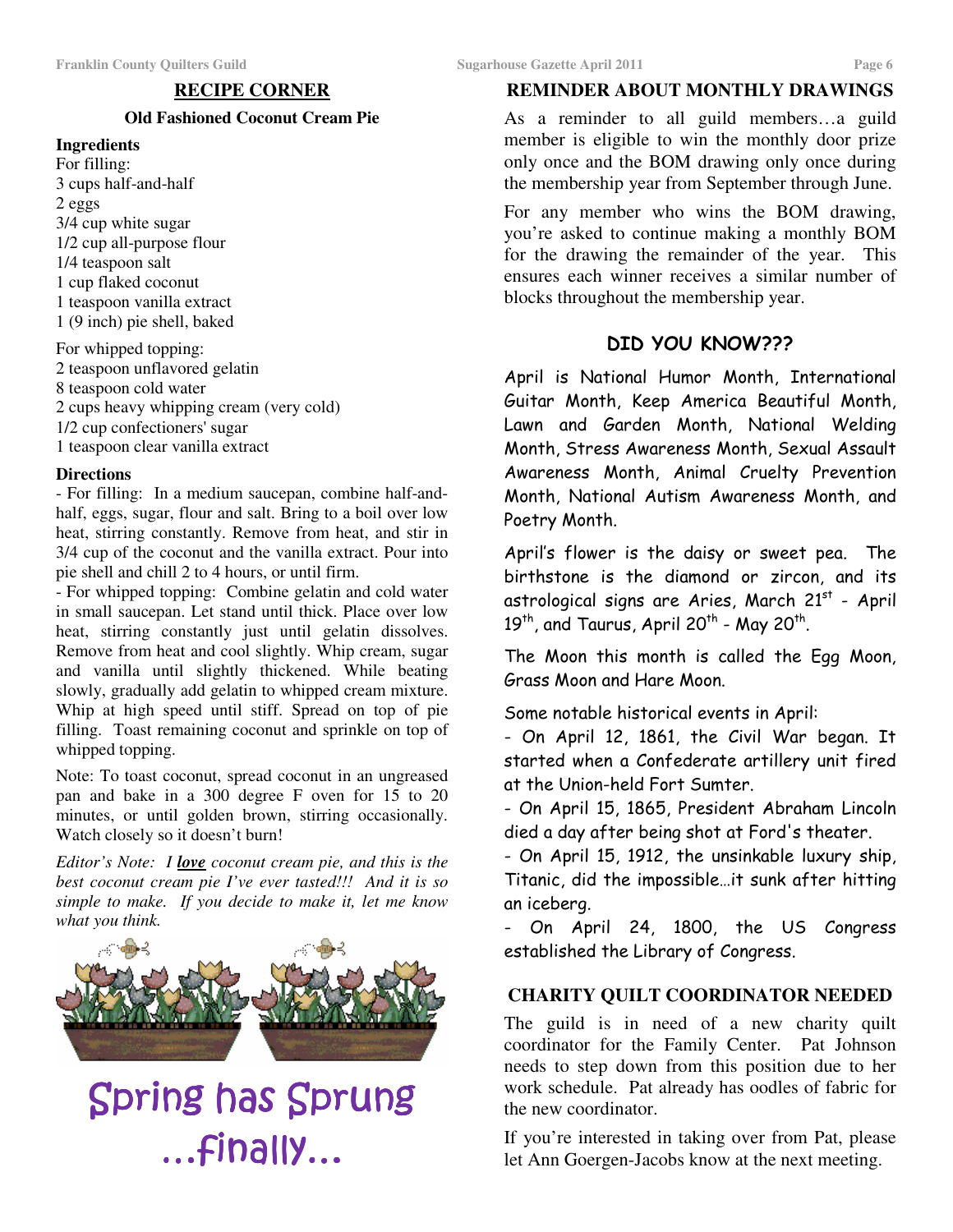## RECIPE CORNER

### Old Fashioned Coconut Cream Pie

**Ingredients**

For filling:
3 cups half-and-half
2 eggs
3/4 cup white sugar
1/2 cup all-purpose flour
1/4 teaspoon salt
1 cup flaked coconut
1 teaspoon vanilla extract
1 (9 inch) pie shell, baked

For whipped topping:
2 teaspoon unflavored gelatin
8 teaspoon cold water
2 cups heavy whipping cream (very cold)
1/2 cup confectioners' sugar
1 teaspoon clear vanilla extract

**Directions**

- For filling: In a medium saucepan, combine half-and-half, eggs, sugar, flour and salt. Bring to a boil over low heat, stirring constantly. Remove from heat, and stir in 3/4 cup of the coconut and the vanilla extract. Pour into pie shell and chill 2 to 4 hours, or until firm.
- For whipped topping: Combine gelatin and cold water in small saucepan. Let stand until thick. Place over low heat, stirring constantly just until gelatin dissolves. Remove from heat and cool slightly. Whip cream, sugar and vanilla until slightly thickened. While beating slowly, gradually add gelatin to whipped cream mixture. Whip at high speed until stiff. Spread on top of pie filling. Toast remaining coconut and sprinkle on top of whipped topping.

Note: To toast coconut, spread coconut in an ungreased pan and bake in a 300 degree F oven for 15 to 20 minutes, or until golden brown, stirring occasionally. Watch closely so it doesn't burn!

*Editor's Note: I **love** coconut cream pie, and this is the best coconut cream pie I've ever tasted!!! And it is so simple to make. If you decide to make it, let me know what you think.*

Spring has Sprung ...finally...

## REMINDER ABOUT MONTHLY DRAWINGS

As a reminder to all guild members…a guild member is eligible to win the monthly door prize only once and the BOM drawing only once during the membership year from September through June.

For any member who wins the BOM drawing, you're asked to continue making a monthly BOM for the drawing the remainder of the year. This ensures each winner receives a similar number of blocks throughout the membership year.

## DID YOU KNOW???

April is National Humor Month, International Guitar Month, Keep America Beautiful Month, Lawn and Garden Month, National Welding Month, Stress Awareness Month, Sexual Assault Awareness Month, Animal Cruelty Prevention Month, National Autism Awareness Month, and Poetry Month.

April's flower is the daisy or sweet pea. The birthstone is the diamond or zircon, and its astrological signs are Aries, March 21st - April 19th, and Taurus, April 20th - May 20th.

The Moon this month is called the Egg Moon, Grass Moon and Hare Moon.

Some notable historical events in April:
- On April 12, 1861, the Civil War began. It started when a Confederate artillery unit fired at the Union-held Fort Sumter.
- On April 15, 1865, President Abraham Lincoln died a day after being shot at Ford's theater.
- On April 15, 1912, the unsinkable luxury ship, Titanic, did the impossible…it sunk after hitting an iceberg.
- On April 24, 1800, the US Congress established the Library of Congress.

## CHARITY QUILT COORDINATOR NEEDED

The guild is in need of a new charity quilt coordinator for the Family Center. Pat Johnson needs to step down from this position due to her work schedule. Pat already has oodles of fabric for the new coordinator.

If you're interested in taking over from Pat, please let Ann Goergen-Jacobs know at the next meeting.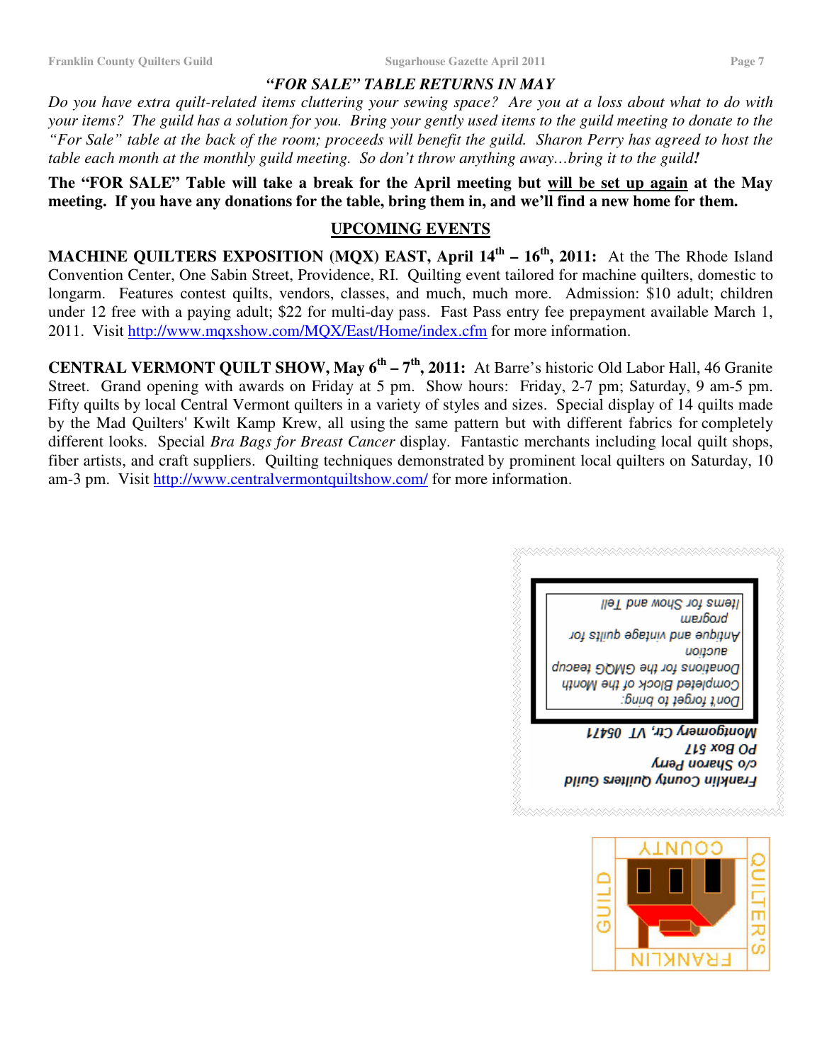### *"FOR SALE" TABLE RETURNS IN MAY*

*Do you have extra quilt-related items cluttering your sewing space? Are you at a loss about what to do with your items? The guild has a solution for you. Bring your gently used items to the guild meeting to donate to the "For Sale" table at the back of the room; proceeds will benefit the guild. Sharon Perry has agreed to host the table each month at the monthly guild meeting. So don't throw anything away…bring it to the guild!*

**The "FOR SALE" Table will take a break for the April meeting but <u>will be set up again</u> at the May meeting. If you have any donations for the table, bring them in, and we'll find a new home for them.**

## <u>UPCOMING EVENTS</u>

**MACHINE QUILTERS EXPOSITION (MQX) EAST, April 14th – 16th, 2011:** At the The Rhode Island Convention Center, One Sabin Street, Providence, RI. Quilting event tailored for machine quilters, domestic to longarm. Features contest quilts, vendors, classes, and much, much more. Admission: $10 adult; children under 12 free with a paying adult; $22 for multi-day pass. Fast Pass entry fee prepayment available March 1, 2011. Visit http://www.mqxshow.com/MQX/East/Home/index.cfm for more information.

**CENTRAL VERMONT QUILT SHOW, May 6th – 7th, 2011:** At Barre's historic Old Labor Hall, 46 Granite Street. Grand opening with awards on Friday at 5 pm. Show hours: Friday, 2-7 pm; Saturday, 9 am-5 pm. Fifty quilts by local Central Vermont quilters in a variety of styles and sizes. Special display of 14 quilts made by the Mad Quilters' Kwilt Kamp Krew, all using the same pattern but with different fabrics for completely different looks. Special *Bra Bags for Breast Cancer* display. Fantastic merchants including local quilt shops, fiber artists, and craft suppliers. Quilting techniques demonstrated by prominent local quilters on Saturday, 10 am-3 pm. Visit http://www.centralvermontquiltshow.com/ for more information.

Franklin County Quilters Guild
c/o Sharon Perry
PO Box 517
Montgomery Ctr, VT 05471

Don't forget to bring:
Completed Block of the Month
Donations for the GMQG teacup auction
Antique and vintage quilts for program
Items for Show and Tell

FRANKLIN COUNTY QUILTER'S GUILD